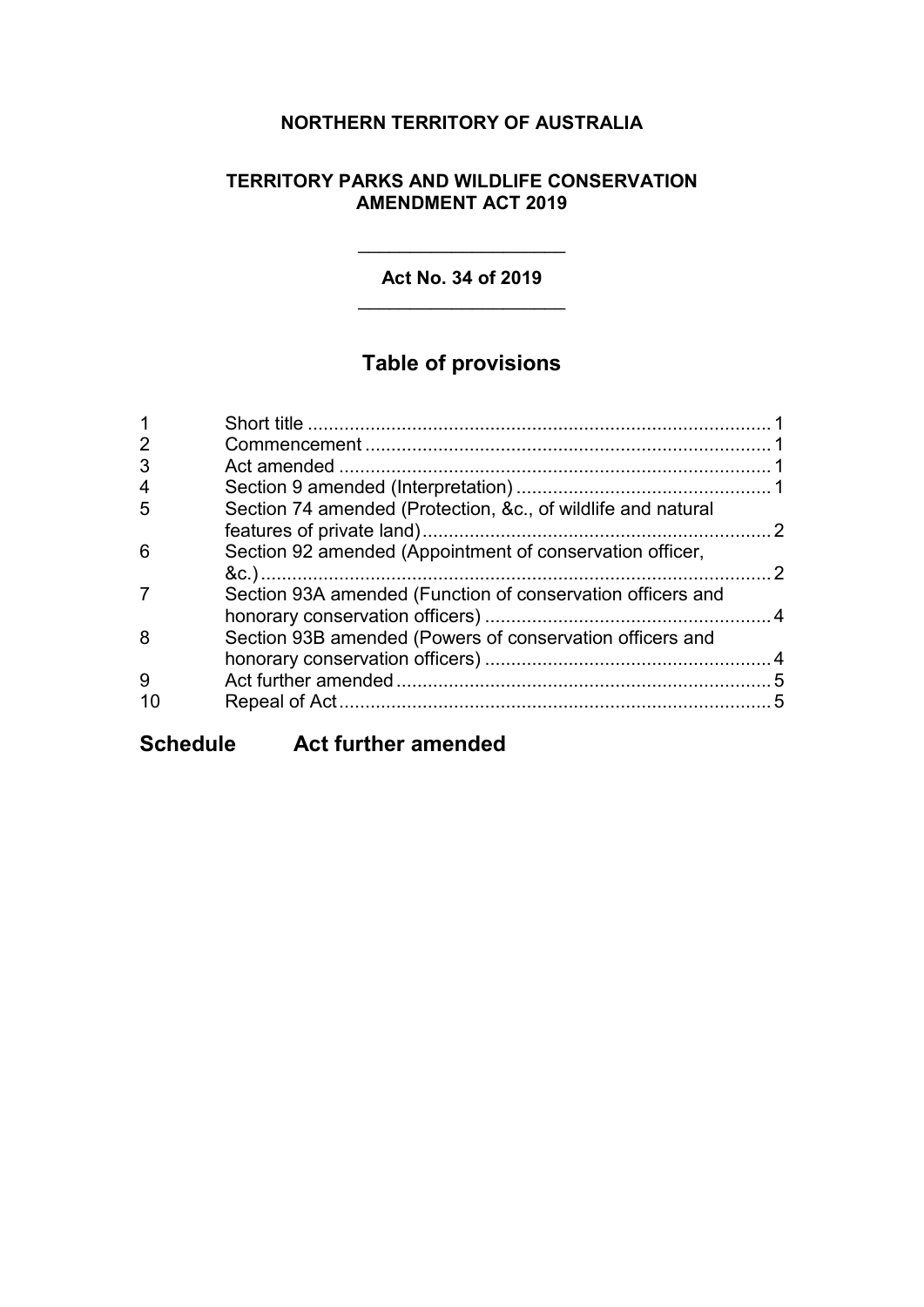**NORTHERN TERRITORY OF AUSTRALIA**

**TERRITORY PARKS AND WILDLIFE CONSERVATION AMENDMENT ACT 2019**

---

**Act No. 34 of 2019**

---

## Table of provisions

| | | |
|---|---|---|
| 1 | Short title | 1 |
| 2 | Commencement | 1 |
| 3 | Act amended | 1 |
| 4 | Section 9 amended (Interpretation) | 1 |
| 5 | Section 74 amended (Protection, &c., of wildlife and natural features of private land) | 2 |
| 6 | Section 92 amended (Appointment of conservation officer, &c.) | 2 |
| 7 | Section 93A amended (Function of conservation officers and honorary conservation officers) | 4 |
| 8 | Section 93B amended (Powers of conservation officers and honorary conservation officers) | 4 |
| 9 | Act further amended | 5 |
| 10 | Repeal of Act | 5 |

**Schedule Act further amended**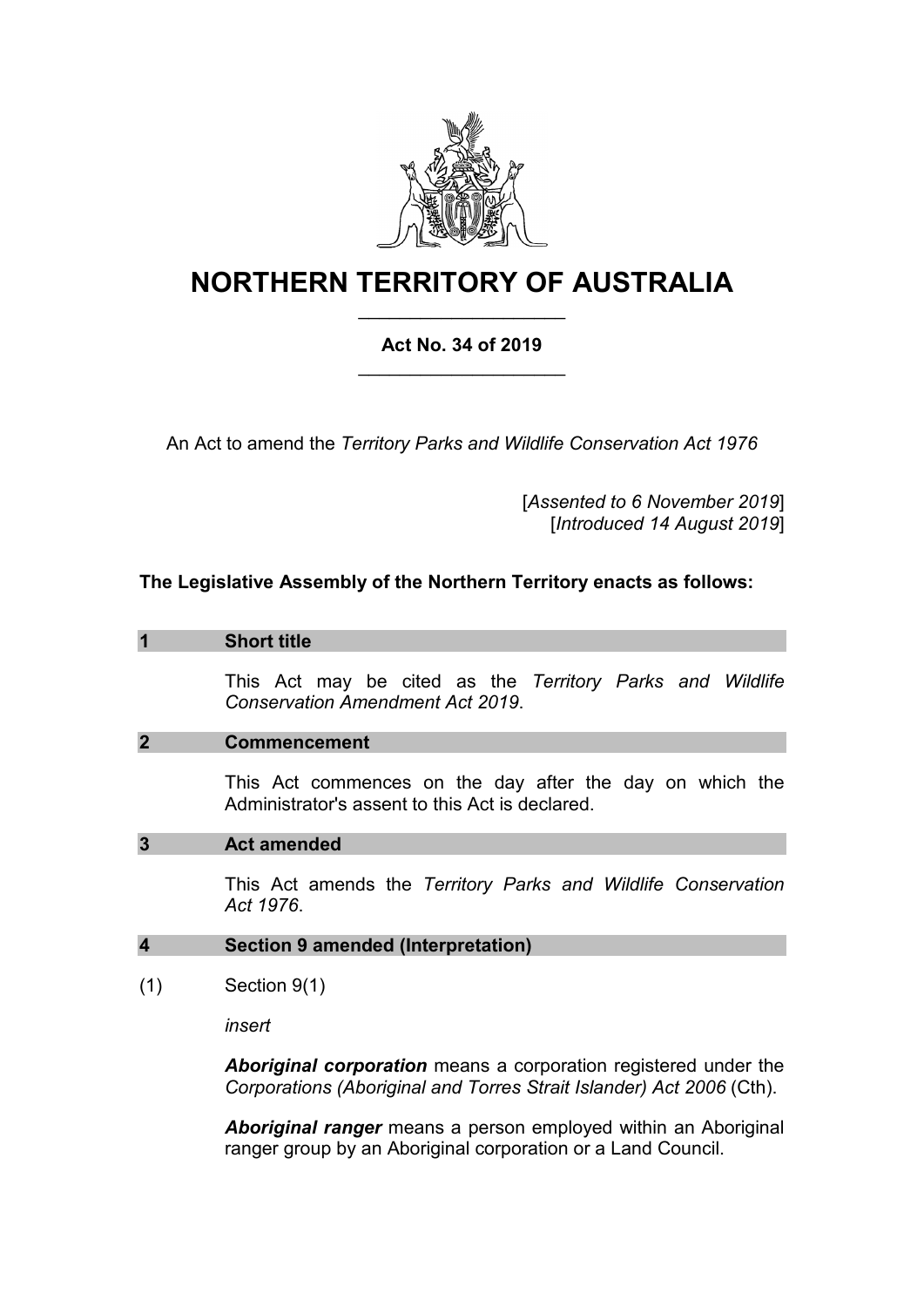# NORTHERN TERRITORY OF AUSTRALIA

## Act No. 34 of 2019

An Act to amend the *Territory Parks and Wildlife Conservation Act 1976*

[*Assented to 6 November 2019*]
[*Introduced 14 August 2019*]

**The Legislative Assembly of the Northern Territory enacts as follows:**

### 1 Short title

This Act may be cited as the *Territory Parks and Wildlife Conservation Amendment Act 2019*.

### 2 Commencement

This Act commences on the day after the day on which the Administrator's assent to this Act is declared.

### 3 Act amended

This Act amends the *Territory Parks and Wildlife Conservation Act 1976*.

### 4 Section 9 amended (Interpretation)

(1) Section 9(1)

*insert*

***Aboriginal corporation*** means a corporation registered under the *Corporations (Aboriginal and Torres Strait Islander) Act 2006* (Cth).

***Aboriginal ranger*** means a person employed within an Aboriginal ranger group by an Aboriginal corporation or a Land Council.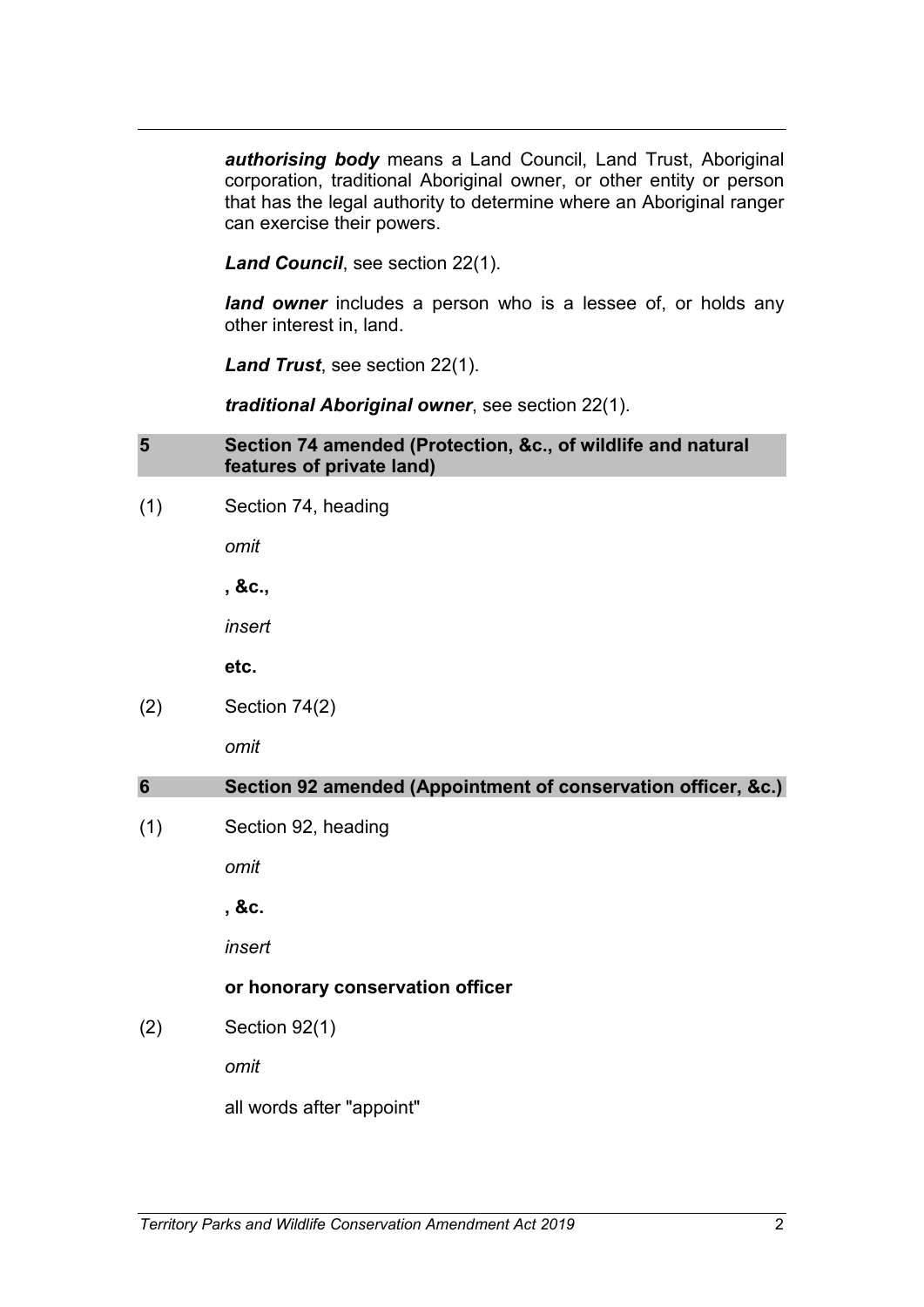***authorising body*** means a Land Council, Land Trust, Aboriginal corporation, traditional Aboriginal owner, or other entity or person that has the legal authority to determine where an Aboriginal ranger can exercise their powers.

***Land Council***, see section 22(1).

***land owner*** includes a person who is a lessee of, or holds any other interest in, land.

***Land Trust***, see section 22(1).

***traditional Aboriginal owner***, see section 22(1).

## 5 Section 74 amended (Protection, &c., of wildlife and natural features of private land)

(1) Section 74, heading

*omit*

**, &c.,**

*insert*

**etc.**

(2) Section 74(2)

*omit*

## 6 Section 92 amended (Appointment of conservation officer, &c.)

(1) Section 92, heading

*omit*

**, &c.**

*insert*

**or honorary conservation officer**

(2) Section 92(1)

*omit*

all words after "appoint"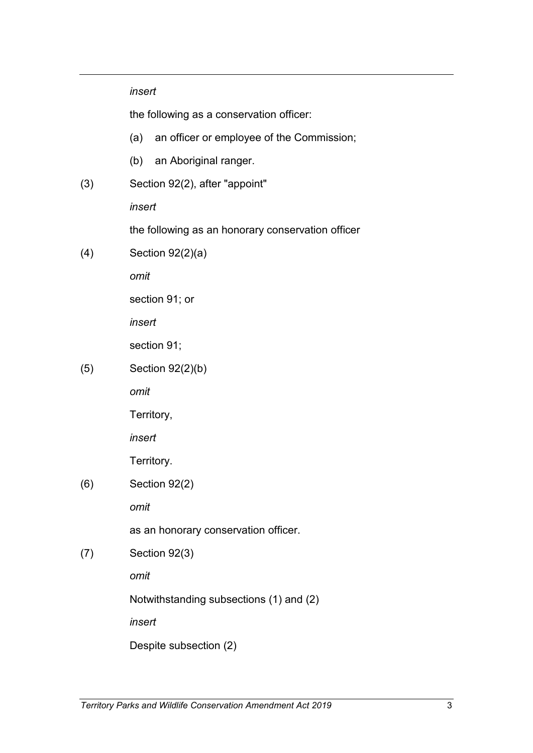*insert*

the following as a conservation officer:

(a) an officer or employee of the Commission;

(b) an Aboriginal ranger.

(3) Section 92(2), after "appoint"

*insert*

the following as an honorary conservation officer

(4) Section 92(2)(a)

*omit*

section 91; or

*insert*

section 91;

(5) Section 92(2)(b)

*omit*

Territory,

*insert*

Territory.

(6) Section 92(2)

*omit*

as an honorary conservation officer.

(7) Section 92(3)

*omit*

Notwithstanding subsections (1) and (2)

*insert*

Despite subsection (2)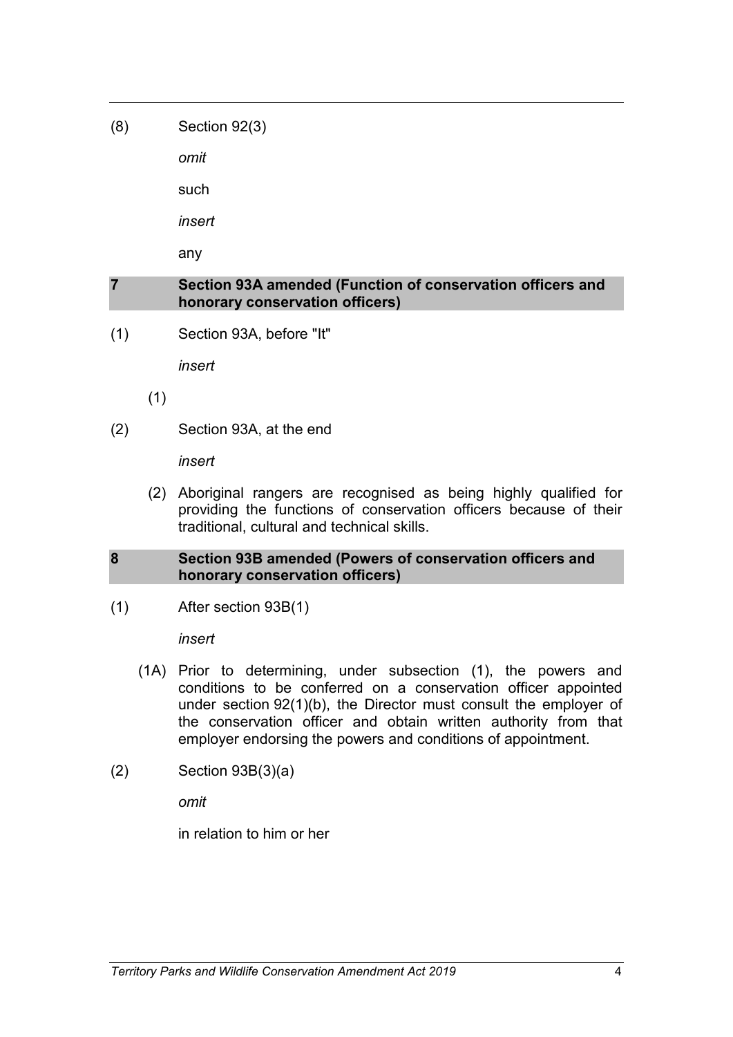(8) Section 92(3)

*omit*

such

*insert*

any

## 7 Section 93A amended (Function of conservation officers and honorary conservation officers)

(1) Section 93A, before "It"

*insert*

(1)

(2) Section 93A, at the end

*insert*

(2) Aboriginal rangers are recognised as being highly qualified for providing the functions of conservation officers because of their traditional, cultural and technical skills.

## 8 Section 93B amended (Powers of conservation officers and honorary conservation officers)

(1) After section 93B(1)

*insert*

(1A) Prior to determining, under subsection (1), the powers and conditions to be conferred on a conservation officer appointed under section 92(1)(b), the Director must consult the employer of the conservation officer and obtain written authority from that employer endorsing the powers and conditions of appointment.

(2) Section 93B(3)(a)

*omit*

in relation to him or her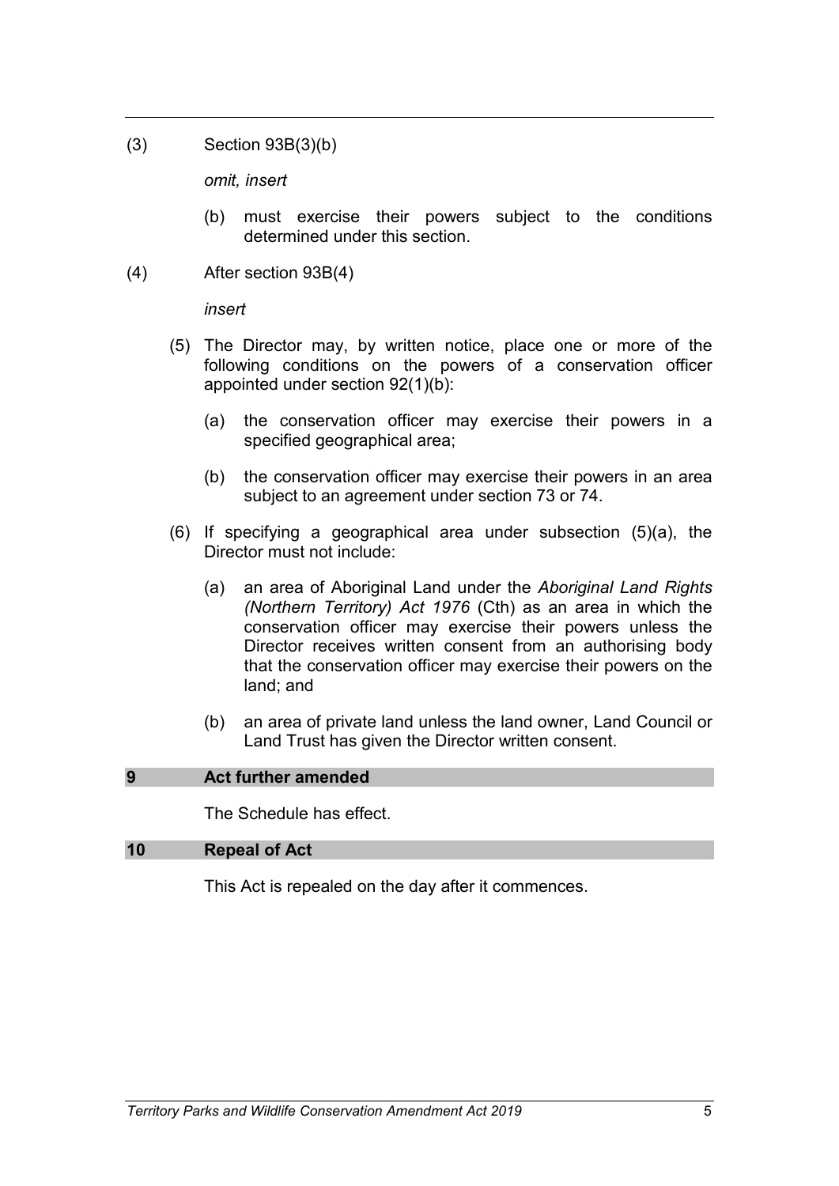(3) Section 93B(3)(b)

*omit, insert*

(b) must exercise their powers subject to the conditions determined under this section.

(4) After section 93B(4)

*insert*

(5) The Director may, by written notice, place one or more of the following conditions on the powers of a conservation officer appointed under section 92(1)(b):

(a) the conservation officer may exercise their powers in a specified geographical area;

(b) the conservation officer may exercise their powers in an area subject to an agreement under section 73 or 74.

(6) If specifying a geographical area under subsection (5)(a), the Director must not include:

(a) an area of Aboriginal Land under the *Aboriginal Land Rights (Northern Territory) Act 1976* (Cth) as an area in which the conservation officer may exercise their powers unless the Director receives written consent from an authorising body that the conservation officer may exercise their powers on the land; and

(b) an area of private land unless the land owner, Land Council or Land Trust has given the Director written consent.

## 9 Act further amended

The Schedule has effect.

## 10 Repeal of Act

This Act is repealed on the day after it commences.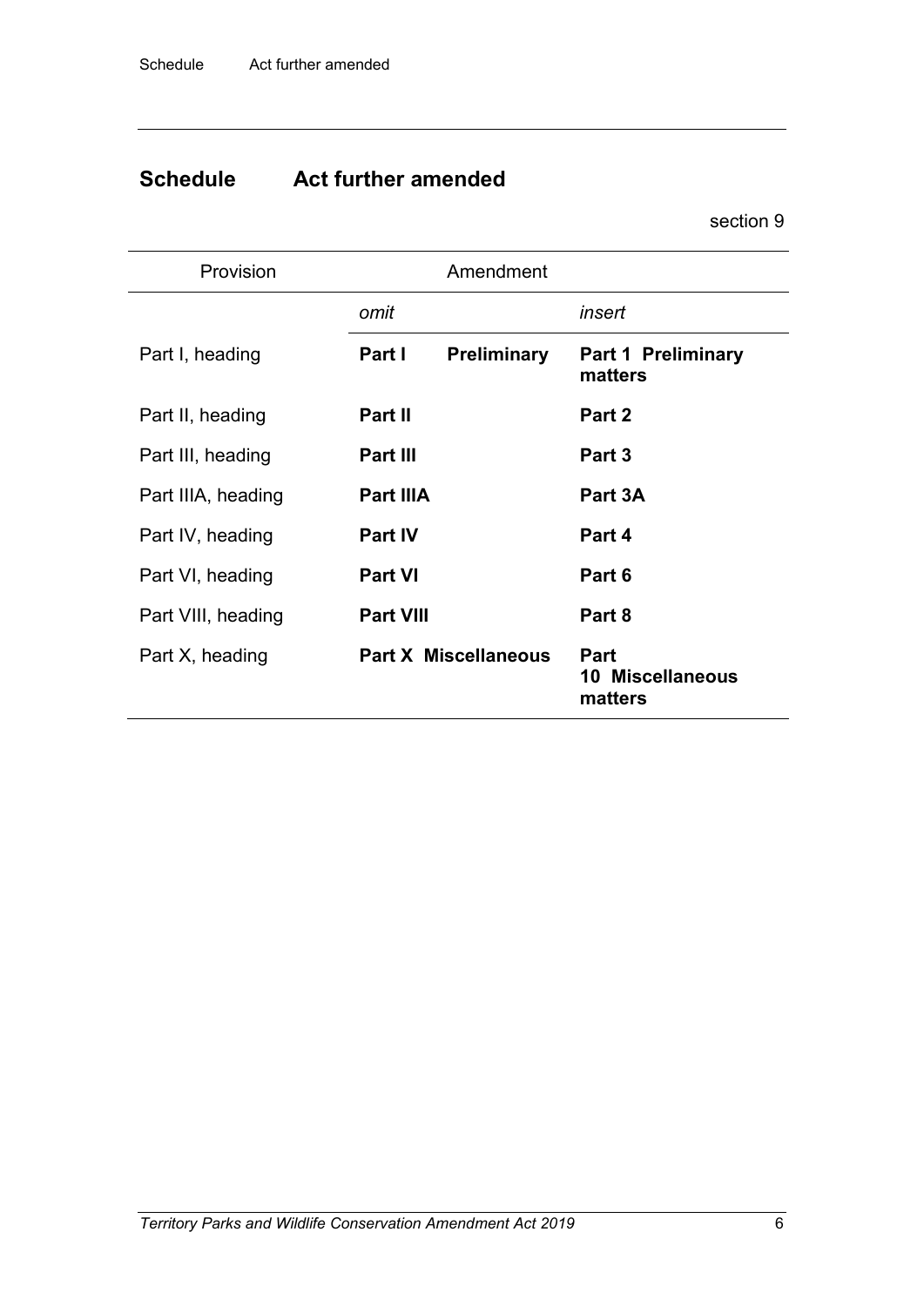## Schedule Act further amended

section 9

| Provision | Amendment | |
|---|---|---|
| | *omit* | *insert* |
| Part I, heading | **Part I Preliminary** | **Part 1 Preliminary matters** |
| Part II, heading | **Part II** | **Part 2** |
| Part III, heading | **Part III** | **Part 3** |
| Part IIIA, heading | **Part IIIA** | **Part 3A** |
| Part IV, heading | **Part IV** | **Part 4** |
| Part VI, heading | **Part VI** | **Part 6** |
| Part VIII, heading | **Part VIII** | **Part 8** |
| Part X, heading | **Part X Miscellaneous** | **Part 10 Miscellaneous matters** |